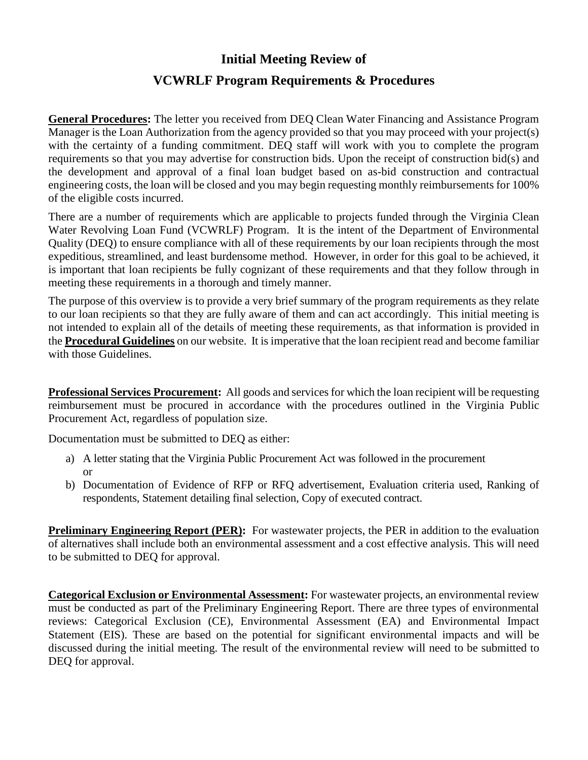# Initial Meeting Review of

# VCWRLF Program Requirements & Procedures

**General Procedures:** The letter you received from DEQ Clean Water Financing and Assistance Program Manager is the Loan Authorization from the agency provided so that you may proceed with your project(s) with the certainty of a funding commitment. DEQ staff will work with you to complete the program requirements so that you may advertise for construction bids. Upon the receipt of construction bid(s) and the development and approval of a final loan budget based on as-bid construction and contractual engineering costs, the loan will be closed and you may begin requesting monthly reimbursements for 100% of the eligible costs incurred.

There are a number of requirements which are applicable to projects funded through the Virginia Clean Water Revolving Loan Fund (VCWRLF) Program. It is the intent of the Department of Environmental Quality (DEQ) to ensure compliance with all of these requirements by our loan recipients through the most expeditious, streamlined, and least burdensome method. However, in order for this goal to be achieved, it is important that loan recipients be fully cognizant of these requirements and that they follow through in meeting these requirements in a thorough and timely manner.

The purpose of this overview is to provide a very brief summary of the program requirements as they relate to our loan recipients so that they are fully aware of them and can act accordingly. This initial meeting is not intended to explain all of the details of meeting these requirements, as that information is provided in the **Procedural Guidelines** on our website. It is imperative that the loan recipient read and become familiar with those Guidelines.

**Professional Services Procurement:** All goods and services for which the loan recipient will be requesting reimbursement must be procured in accordance with the procedures outlined in the Virginia Public Procurement Act, regardless of population size.

Documentation must be submitted to DEQ as either:

a) A letter stating that the Virginia Public Procurement Act was followed in the procurement
   or
b) Documentation of Evidence of RFP or RFQ advertisement, Evaluation criteria used, Ranking of respondents, Statement detailing final selection, Copy of executed contract.

**Preliminary Engineering Report (PER):** For wastewater projects, the PER in addition to the evaluation of alternatives shall include both an environmental assessment and a cost effective analysis. This will need to be submitted to DEQ for approval.

**Categorical Exclusion or Environmental Assessment:** For wastewater projects, an environmental review must be conducted as part of the Preliminary Engineering Report. There are three types of environmental reviews: Categorical Exclusion (CE), Environmental Assessment (EA) and Environmental Impact Statement (EIS). These are based on the potential for significant environmental impacts and will be discussed during the initial meeting. The result of the environmental review will need to be submitted to DEQ for approval.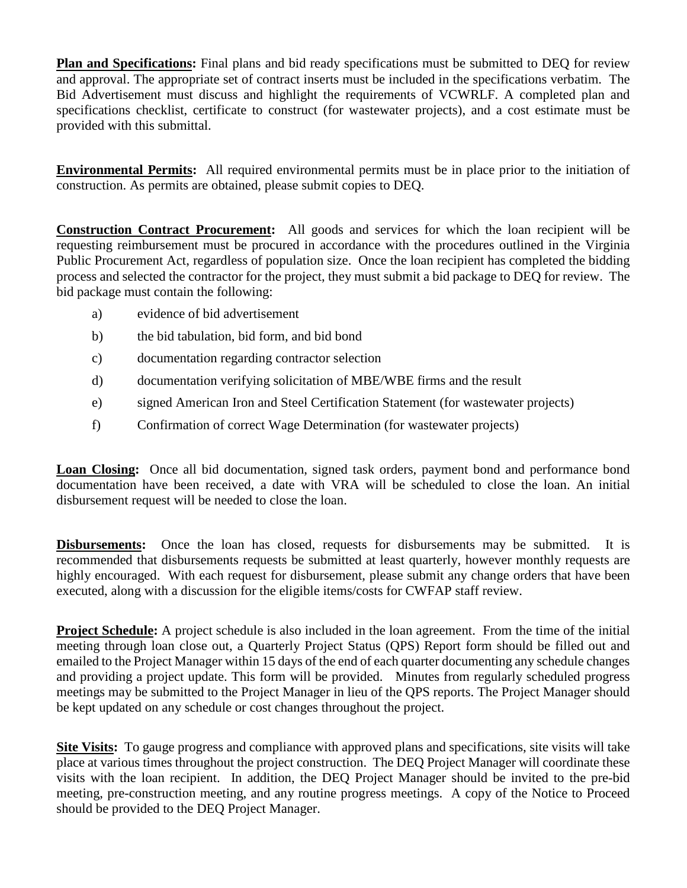**Plan and Specifications:** Final plans and bid ready specifications must be submitted to DEQ for review and approval. The appropriate set of contract inserts must be included in the specifications verbatim. The Bid Advertisement must discuss and highlight the requirements of VCWRLF. A completed plan and specifications checklist, certificate to construct (for wastewater projects), and a cost estimate must be provided with this submittal.

**Environmental Permits:** All required environmental permits must be in place prior to the initiation of construction. As permits are obtained, please submit copies to DEQ.

**Construction Contract Procurement:** All goods and services for which the loan recipient will be requesting reimbursement must be procured in accordance with the procedures outlined in the Virginia Public Procurement Act, regardless of population size. Once the loan recipient has completed the bidding process and selected the contractor for the project, they must submit a bid package to DEQ for review. The bid package must contain the following:

a) evidence of bid advertisement

b) the bid tabulation, bid form, and bid bond

c) documentation regarding contractor selection

d) documentation verifying solicitation of MBE/WBE firms and the result

e) signed American Iron and Steel Certification Statement (for wastewater projects)

f) Confirmation of correct Wage Determination (for wastewater projects)

**Loan Closing:** Once all bid documentation, signed task orders, payment bond and performance bond documentation have been received, a date with VRA will be scheduled to close the loan. An initial disbursement request will be needed to close the loan.

**Disbursements:** Once the loan has closed, requests for disbursements may be submitted. It is recommended that disbursements requests be submitted at least quarterly, however monthly requests are highly encouraged. With each request for disbursement, please submit any change orders that have been executed, along with a discussion for the eligible items/costs for CWFAP staff review.

**Project Schedule:** A project schedule is also included in the loan agreement. From the time of the initial meeting through loan close out, a Quarterly Project Status (QPS) Report form should be filled out and emailed to the Project Manager within 15 days of the end of each quarter documenting any schedule changes and providing a project update. This form will be provided. Minutes from regularly scheduled progress meetings may be submitted to the Project Manager in lieu of the QPS reports. The Project Manager should be kept updated on any schedule or cost changes throughout the project.

**Site Visits:** To gauge progress and compliance with approved plans and specifications, site visits will take place at various times throughout the project construction. The DEQ Project Manager will coordinate these visits with the loan recipient. In addition, the DEQ Project Manager should be invited to the pre-bid meeting, pre-construction meeting, and any routine progress meetings. A copy of the Notice to Proceed should be provided to the DEQ Project Manager.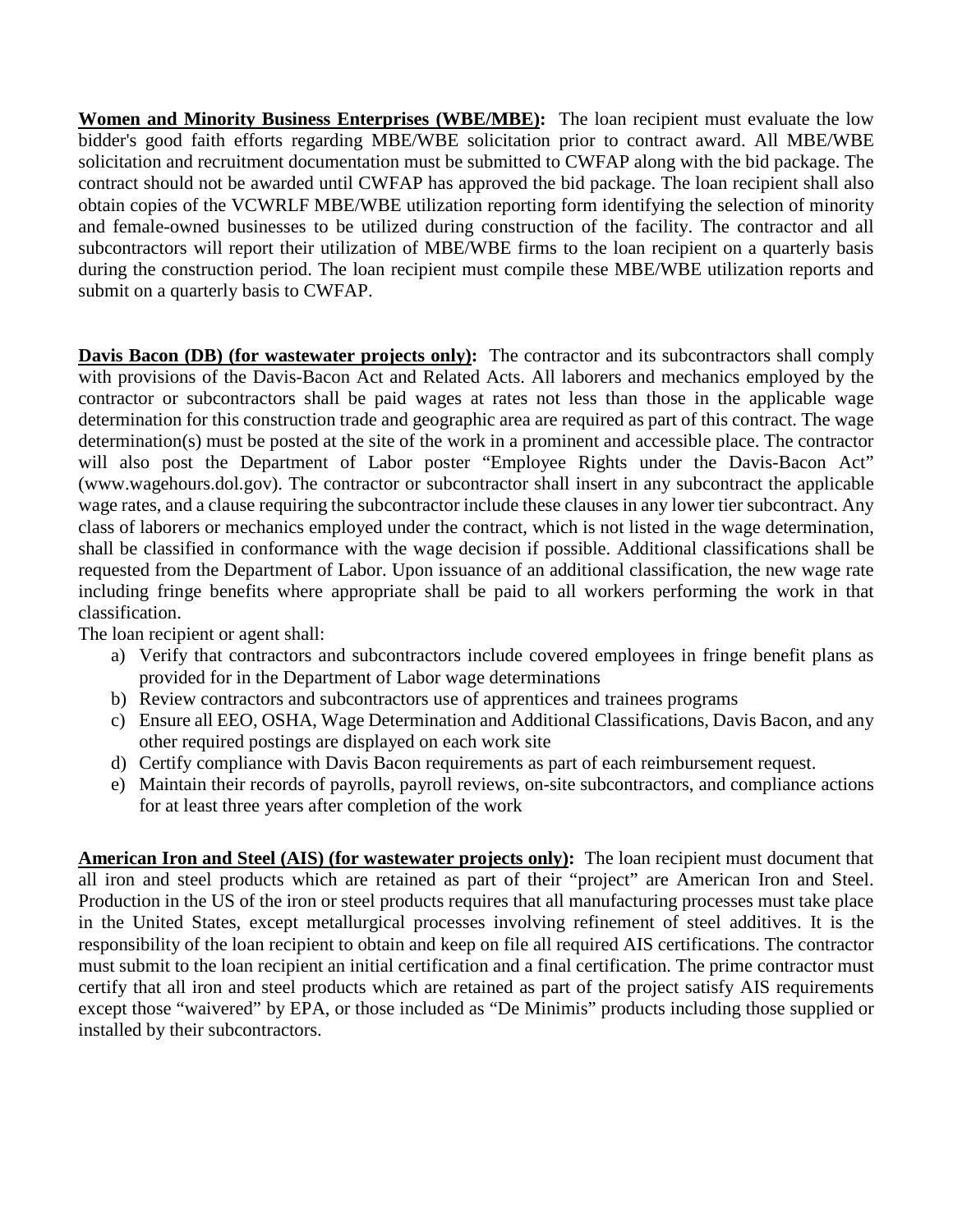**<u>Women and Minority Business Enterprises (WBE/MBE):</u>** The loan recipient must evaluate the low bidder's good faith efforts regarding MBE/WBE solicitation prior to contract award. All MBE/WBE solicitation and recruitment documentation must be submitted to CWFAP along with the bid package. The contract should not be awarded until CWFAP has approved the bid package. The loan recipient shall also obtain copies of the VCWRLF MBE/WBE utilization reporting form identifying the selection of minority and female-owned businesses to be utilized during construction of the facility. The contractor and all subcontractors will report their utilization of MBE/WBE firms to the loan recipient on a quarterly basis during the construction period. The loan recipient must compile these MBE/WBE utilization reports and submit on a quarterly basis to CWFAP.

**<u>Davis Bacon (DB) (for wastewater projects only):</u>** The contractor and its subcontractors shall comply with provisions of the Davis-Bacon Act and Related Acts. All laborers and mechanics employed by the contractor or subcontractors shall be paid wages at rates not less than those in the applicable wage determination for this construction trade and geographic area are required as part of this contract. The wage determination(s) must be posted at the site of the work in a prominent and accessible place. The contractor will also post the Department of Labor poster "Employee Rights under the Davis-Bacon Act" (www.wagehours.dol.gov). The contractor or subcontractor shall insert in any subcontract the applicable wage rates, and a clause requiring the subcontractor include these clauses in any lower tier subcontract. Any class of laborers or mechanics employed under the contract, which is not listed in the wage determination, shall be classified in conformance with the wage decision if possible. Additional classifications shall be requested from the Department of Labor. Upon issuance of an additional classification, the new wage rate including fringe benefits where appropriate shall be paid to all workers performing the work in that classification.

The loan recipient or agent shall:

a) Verify that contractors and subcontractors include covered employees in fringe benefit plans as provided for in the Department of Labor wage determinations
b) Review contractors and subcontractors use of apprentices and trainees programs
c) Ensure all EEO, OSHA, Wage Determination and Additional Classifications, Davis Bacon, and any other required postings are displayed on each work site
d) Certify compliance with Davis Bacon requirements as part of each reimbursement request.
e) Maintain their records of payrolls, payroll reviews, on-site subcontractors, and compliance actions for at least three years after completion of the work

**<u>American Iron and Steel (AIS) (for wastewater projects only):</u>** The loan recipient must document that all iron and steel products which are retained as part of their "project" are American Iron and Steel. Production in the US of the iron or steel products requires that all manufacturing processes must take place in the United States, except metallurgical processes involving refinement of steel additives. It is the responsibility of the loan recipient to obtain and keep on file all required AIS certifications. The contractor must submit to the loan recipient an initial certification and a final certification. The prime contractor must certify that all iron and steel products which are retained as part of the project satisfy AIS requirements except those "waivered" by EPA, or those included as "De Minimis" products including those supplied or installed by their subcontractors.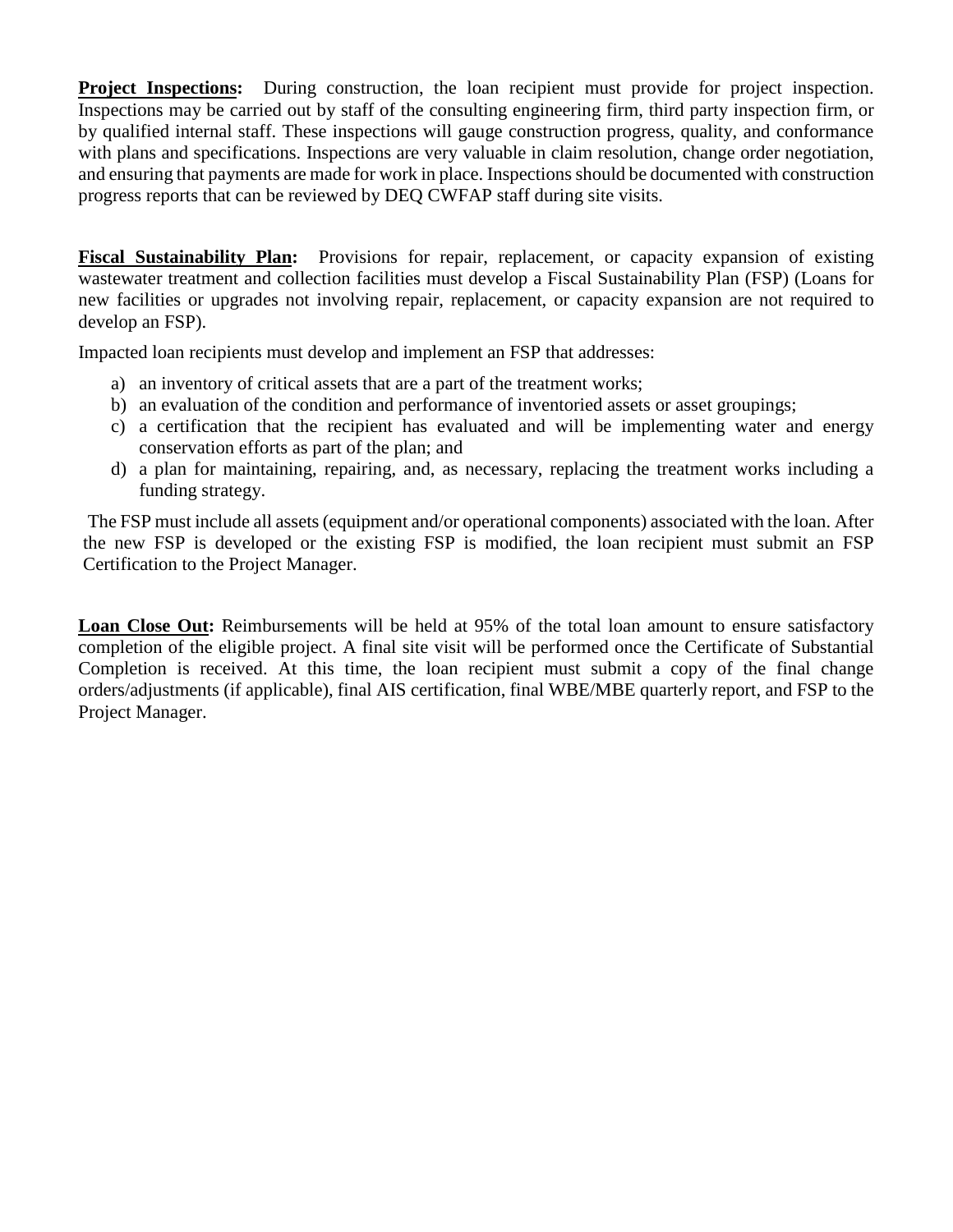**<u>Project Inspections</u>:** During construction, the loan recipient must provide for project inspection. Inspections may be carried out by staff of the consulting engineering firm, third party inspection firm, or by qualified internal staff. These inspections will gauge construction progress, quality, and conformance with plans and specifications. Inspections are very valuable in claim resolution, change order negotiation, and ensuring that payments are made for work in place. Inspections should be documented with construction progress reports that can be reviewed by DEQ CWFAP staff during site visits.

**<u>Fiscal Sustainability Plan</u>:** Provisions for repair, replacement, or capacity expansion of existing wastewater treatment and collection facilities must develop a Fiscal Sustainability Plan (FSP) (Loans for new facilities or upgrades not involving repair, replacement, or capacity expansion are not required to develop an FSP).

Impacted loan recipients must develop and implement an FSP that addresses:

a) an inventory of critical assets that are a part of the treatment works;
b) an evaluation of the condition and performance of inventoried assets or asset groupings;
c) a certification that the recipient has evaluated and will be implementing water and energy conservation efforts as part of the plan; and
d) a plan for maintaining, repairing, and, as necessary, replacing the treatment works including a funding strategy.

The FSP must include all assets (equipment and/or operational components) associated with the loan. After the new FSP is developed or the existing FSP is modified, the loan recipient must submit an FSP Certification to the Project Manager.

**<u>Loan Close Out</u>:** Reimbursements will be held at 95% of the total loan amount to ensure satisfactory completion of the eligible project. A final site visit will be performed once the Certificate of Substantial Completion is received. At this time, the loan recipient must submit a copy of the final change orders/adjustments (if applicable), final AIS certification, final WBE/MBE quarterly report, and FSP to the Project Manager.